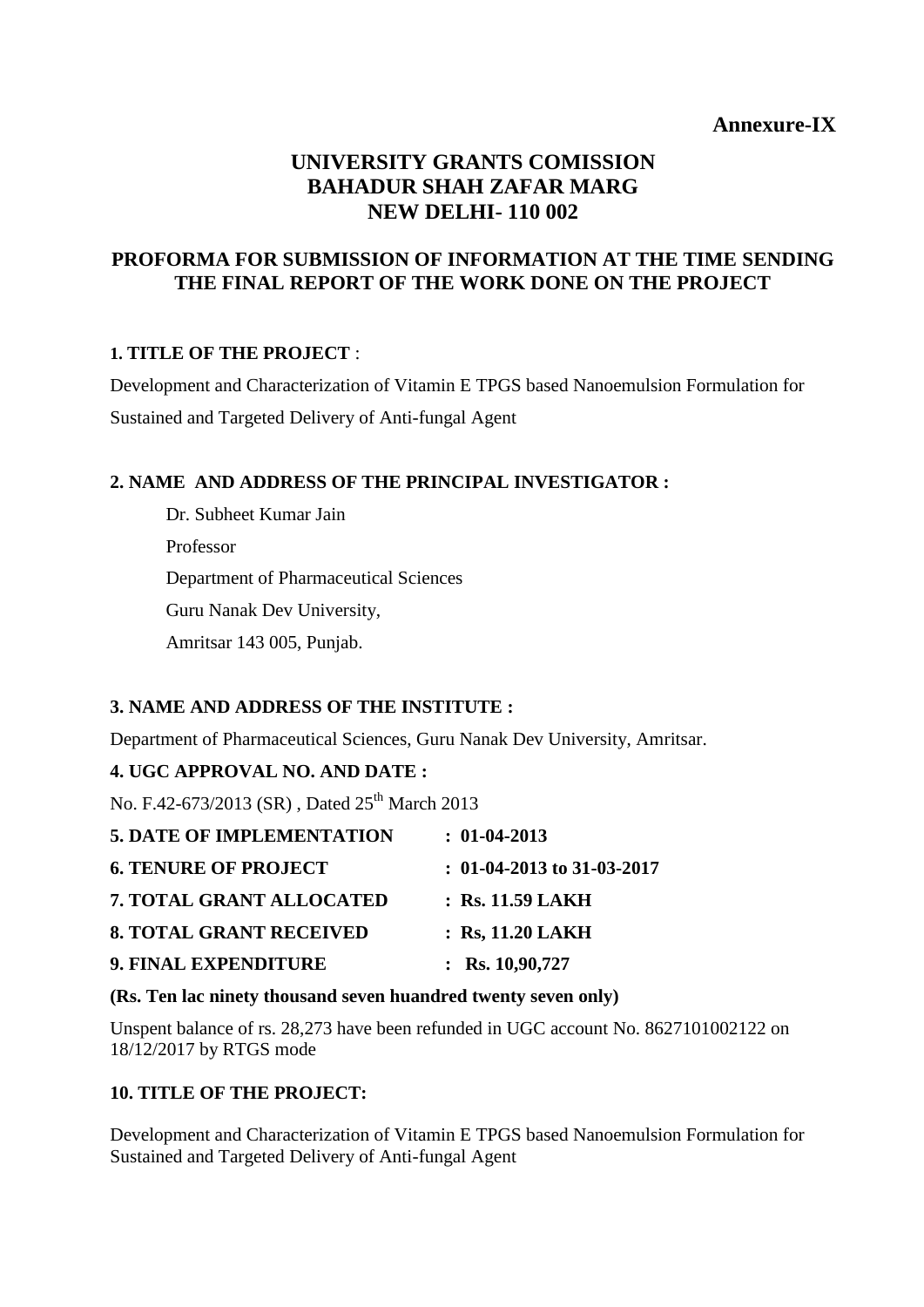**Annexure-IX**

# UNIVERSITY GRANTS COMISSION
# BAHADUR SHAH ZAFAR MARG
# NEW DELHI- 110 002

## PROFORMA FOR SUBMISSION OF INFORMATION AT THE TIME SENDING THE FINAL REPORT OF THE WORK DONE ON THE PROJECT

**1. TITLE OF THE PROJECT** :

Development and Characterization of Vitamin E TPGS based Nanoemulsion Formulation for Sustained and Targeted Delivery of Anti-fungal Agent

**2. NAME AND ADDRESS OF THE PRINCIPAL INVESTIGATOR :**

Dr. Subheet Kumar Jain
Professor
Department of Pharmaceutical Sciences
Guru Nanak Dev University,
Amritsar 143 005, Punjab.

**3. NAME AND ADDRESS OF THE INSTITUTE :**

Department of Pharmaceutical Sciences, Guru Nanak Dev University, Amritsar.

**4. UGC APPROVAL NO. AND DATE :**

No. F.42-673/2013 (SR) , Dated 25th March 2013

**5. DATE OF IMPLEMENTATION : 01-04-2013**

**6. TENURE OF PROJECT : 01-04-2013 to 31-03-2017**

**7. TOTAL GRANT ALLOCATED : Rs. 11.59 LAKH**

**8. TOTAL GRANT RECEIVED : Rs, 11.20 LAKH**

**9. FINAL EXPENDITURE : Rs. 10,90,727**

**(Rs. Ten lac ninety thousand seven huandred twenty seven only)**

Unspent balance of rs. 28,273 have been refunded in UGC account No. 8627101002122 on 18/12/2017 by RTGS mode

**10. TITLE OF THE PROJECT:**

Development and Characterization of Vitamin E TPGS based Nanoemulsion Formulation for Sustained and Targeted Delivery of Anti-fungal Agent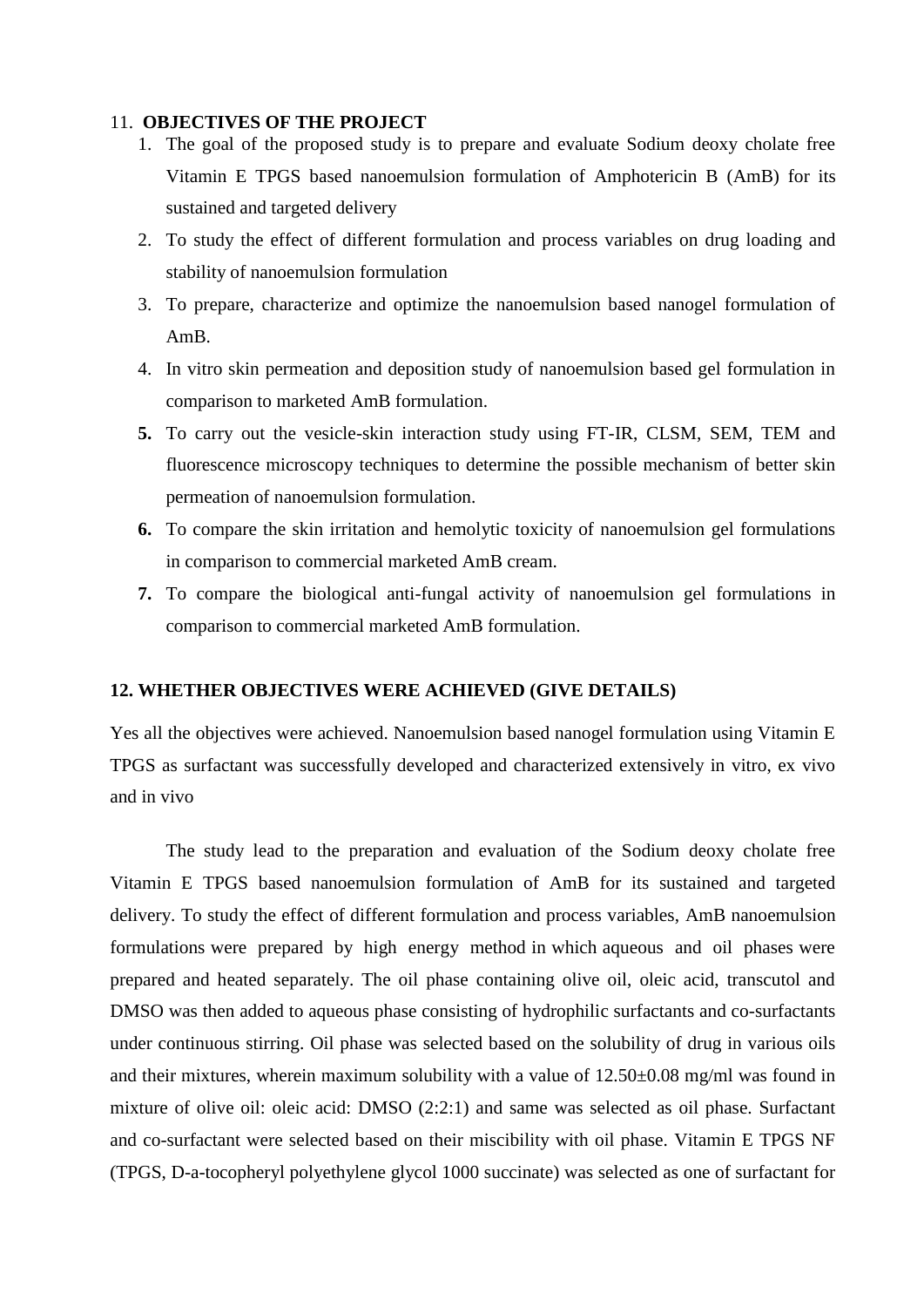11. **OBJECTIVES OF THE PROJECT**

1. The goal of the proposed study is to prepare and evaluate Sodium deoxy cholate free Vitamin E TPGS based nanoemulsion formulation of Amphotericin B (AmB) for its sustained and targeted delivery
2. To study the effect of different formulation and process variables on drug loading and stability of nanoemulsion formulation
3. To prepare, characterize and optimize the nanoemulsion based nanogel formulation of AmB.
4. In vitro skin permeation and deposition study of nanoemulsion based gel formulation in comparison to marketed AmB formulation.
5. To carry out the vesicle-skin interaction study using FT-IR, CLSM, SEM, TEM and fluorescence microscopy techniques to determine the possible mechanism of better skin permeation of nanoemulsion formulation.
6. To compare the skin irritation and hemolytic toxicity of nanoemulsion gel formulations in comparison to commercial marketed AmB cream.
7. To compare the biological anti-fungal activity of nanoemulsion gel formulations in comparison to commercial marketed AmB formulation.

**12. WHETHER OBJECTIVES WERE ACHIEVED (GIVE DETAILS)**

Yes all the objectives were achieved. Nanoemulsion based nanogel formulation using Vitamin E TPGS as surfactant was successfully developed and characterized extensively in vitro, ex vivo and in vivo

The study lead to the preparation and evaluation of the Sodium deoxy cholate free Vitamin E TPGS based nanoemulsion formulation of AmB for its sustained and targeted delivery. To study the effect of different formulation and process variables, AmB nanoemulsion formulations were prepared by high energy method in which aqueous and oil phases were prepared and heated separately. The oil phase containing olive oil, oleic acid, transcutol and DMSO was then added to aqueous phase consisting of hydrophilic surfactants and co-surfactants under continuous stirring. Oil phase was selected based on the solubility of drug in various oils and their mixtures, wherein maximum solubility with a value of 12.50±0.08 mg/ml was found in mixture of olive oil: oleic acid: DMSO (2:2:1) and same was selected as oil phase. Surfactant and co-surfactant were selected based on their miscibility with oil phase. Vitamin E TPGS NF (TPGS, D-a-tocopheryl polyethylene glycol 1000 succinate) was selected as one of surfactant for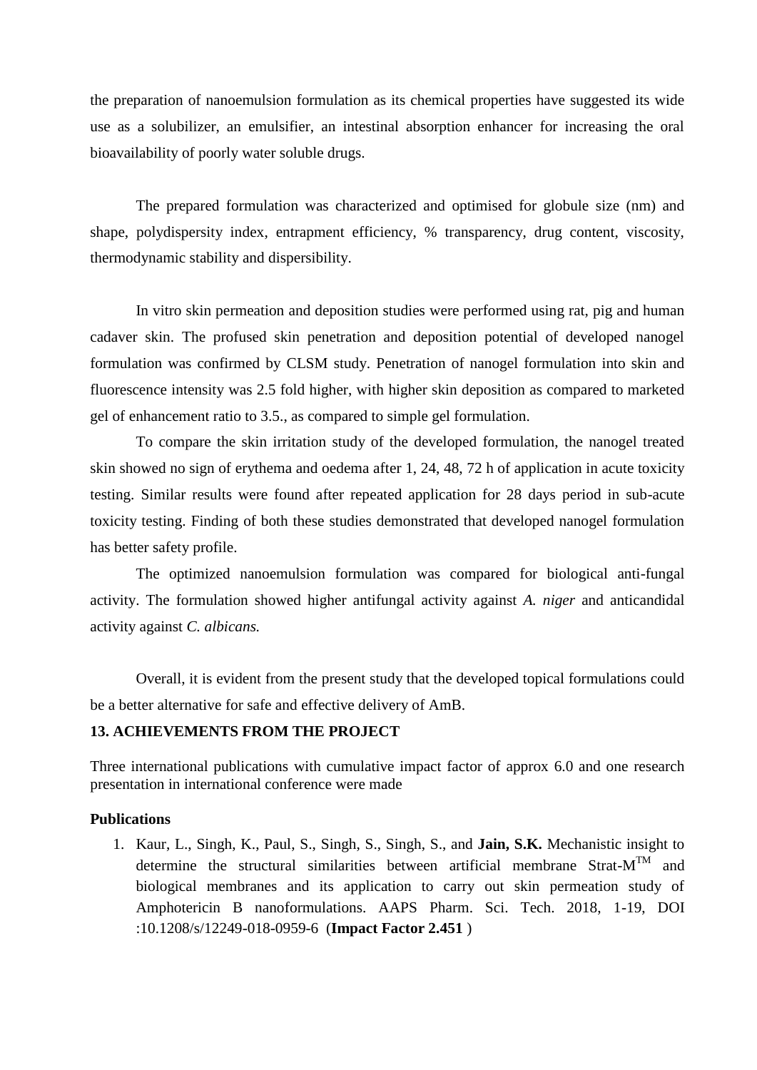the preparation of nanoemulsion formulation as its chemical properties have suggested its wide use as a solubilizer, an emulsifier, an intestinal absorption enhancer for increasing the oral bioavailability of poorly water soluble drugs.

The prepared formulation was characterized and optimised for globule size (nm) and shape, polydispersity index, entrapment efficiency, % transparency, drug content, viscosity, thermodynamic stability and dispersibility.

In vitro skin permeation and deposition studies were performed using rat, pig and human cadaver skin. The profused skin penetration and deposition potential of developed nanogel formulation was confirmed by CLSM study. Penetration of nanogel formulation into skin and fluorescence intensity was 2.5 fold higher, with higher skin deposition as compared to marketed gel of enhancement ratio to 3.5., as compared to simple gel formulation.

To compare the skin irritation study of the developed formulation, the nanogel treated skin showed no sign of erythema and oedema after 1, 24, 48, 72 h of application in acute toxicity testing. Similar results were found after repeated application for 28 days period in sub-acute toxicity testing. Finding of both these studies demonstrated that developed nanogel formulation has better safety profile.

The optimized nanoemulsion formulation was compared for biological anti-fungal activity. The formulation showed higher antifungal activity against *A. niger* and anticandidal activity against *C. albicans.*

Overall, it is evident from the present study that the developed topical formulations could be a better alternative for safe and effective delivery of AmB.

## 13. ACHIEVEMENTS FROM THE PROJECT

Three international publications with cumulative impact factor of approx 6.0 and one research presentation in international conference were made

**Publications**

1. Kaur, L., Singh, K., Paul, S., Singh, S., Singh, S., and **Jain, S.K.** Mechanistic insight to determine the structural similarities between artificial membrane Strat-M$^{TM}$ and biological membranes and its application to carry out skin permeation study of Amphotericin B nanoformulations. AAPS Pharm. Sci. Tech. 2018, 1-19, DOI :10.1208/s/12249-018-0959-6 (**Impact Factor 2.451** )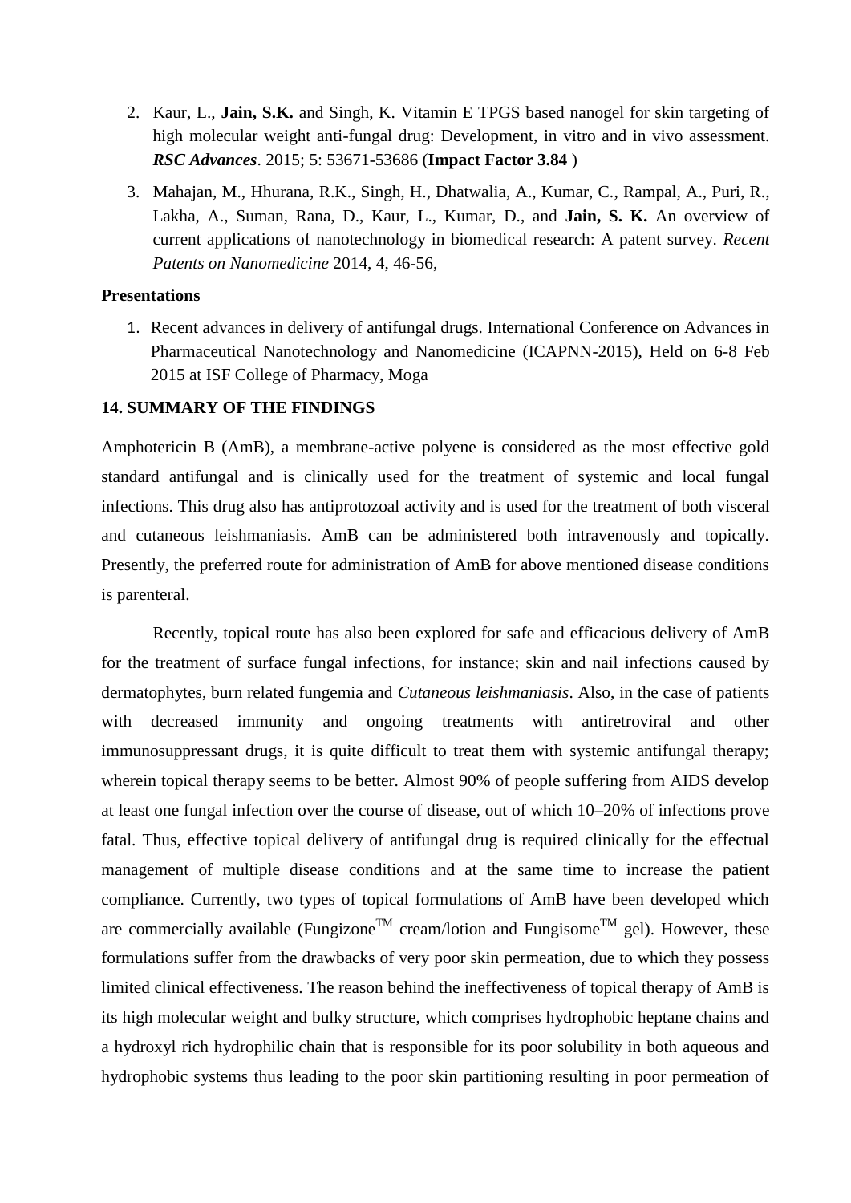2. Kaur, L., **Jain, S.K.** and Singh, K. Vitamin E TPGS based nanogel for skin targeting of high molecular weight anti-fungal drug: Development, in vitro and in vivo assessment. ***RSC Advances***. 2015; 5: 53671-53686 (**Impact Factor 3.84** )

3. Mahajan, M., Hhurana, R.K., Singh, H., Dhatwalia, A., Kumar, C., Rampal, A., Puri, R., Lakha, A., Suman, Rana, D., Kaur, L., Kumar, D., and **Jain, S. K.** An overview of current applications of nanotechnology in biomedical research: A patent survey. *Recent Patents on Nanomedicine* 2014, 4, 46-56,

**Presentations**

1. Recent advances in delivery of antifungal drugs. International Conference on Advances in Pharmaceutical Nanotechnology and Nanomedicine (ICAPNN-2015), Held on 6-8 Feb 2015 at ISF College of Pharmacy, Moga

**14. SUMMARY OF THE FINDINGS**

Amphotericin B (AmB), a membrane-active polyene is considered as the most effective gold standard antifungal and is clinically used for the treatment of systemic and local fungal infections. This drug also has antiprotozoal activity and is used for the treatment of both visceral and cutaneous leishmaniasis. AmB can be administered both intravenously and topically. Presently, the preferred route for administration of AmB for above mentioned disease conditions is parenteral.

Recently, topical route has also been explored for safe and efficacious delivery of AmB for the treatment of surface fungal infections, for instance; skin and nail infections caused by dermatophytes, burn related fungemia and *Cutaneous leishmaniasis*. Also, in the case of patients with decreased immunity and ongoing treatments with antiretroviral and other immunosuppressant drugs, it is quite difficult to treat them with systemic antifungal therapy; wherein topical therapy seems to be better. Almost 90% of people suffering from AIDS develop at least one fungal infection over the course of disease, out of which 10–20% of infections prove fatal. Thus, effective topical delivery of antifungal drug is required clinically for the effectual management of multiple disease conditions and at the same time to increase the patient compliance. Currently, two types of topical formulations of AmB have been developed which are commercially available (Fungizone$^{TM}$ cream/lotion and Fungisome$^{TM}$ gel). However, these formulations suffer from the drawbacks of very poor skin permeation, due to which they possess limited clinical effectiveness. The reason behind the ineffectiveness of topical therapy of AmB is its high molecular weight and bulky structure, which comprises hydrophobic heptane chains and a hydroxyl rich hydrophilic chain that is responsible for its poor solubility in both aqueous and hydrophobic systems thus leading to the poor skin partitioning resulting in poor permeation of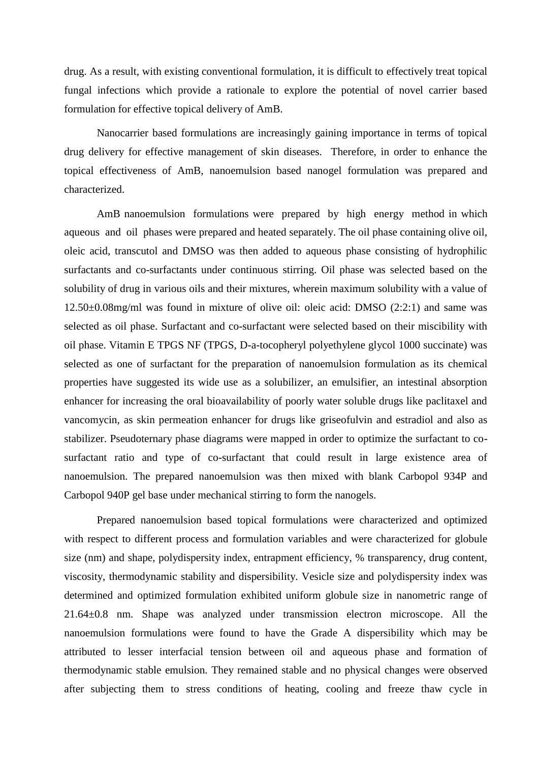drug. As a result, with existing conventional formulation, it is difficult to effectively treat topical fungal infections which provide a rationale to explore the potential of novel carrier based formulation for effective topical delivery of AmB.

Nanocarrier based formulations are increasingly gaining importance in terms of topical drug delivery for effective management of skin diseases. Therefore, in order to enhance the topical effectiveness of AmB, nanoemulsion based nanogel formulation was prepared and characterized.

AmB nanoemulsion formulations were prepared by high energy method in which aqueous and oil phases were prepared and heated separately. The oil phase containing olive oil, oleic acid, transcutol and DMSO was then added to aqueous phase consisting of hydrophilic surfactants and co-surfactants under continuous stirring. Oil phase was selected based on the solubility of drug in various oils and their mixtures, wherein maximum solubility with a value of 12.50±0.08mg/ml was found in mixture of olive oil: oleic acid: DMSO (2:2:1) and same was selected as oil phase. Surfactant and co-surfactant were selected based on their miscibility with oil phase. Vitamin E TPGS NF (TPGS, D-a-tocopheryl polyethylene glycol 1000 succinate) was selected as one of surfactant for the preparation of nanoemulsion formulation as its chemical properties have suggested its wide use as a solubilizer, an emulsifier, an intestinal absorption enhancer for increasing the oral bioavailability of poorly water soluble drugs like paclitaxel and vancomycin, as skin permeation enhancer for drugs like griseofulvin and estradiol and also as stabilizer. Pseudoternary phase diagrams were mapped in order to optimize the surfactant to co-surfactant ratio and type of co-surfactant that could result in large existence area of nanoemulsion. The prepared nanoemulsion was then mixed with blank Carbopol 934P and Carbopol 940P gel base under mechanical stirring to form the nanogels.

Prepared nanoemulsion based topical formulations were characterized and optimized with respect to different process and formulation variables and were characterized for globule size (nm) and shape, polydispersity index, entrapment efficiency, % transparency, drug content, viscosity, thermodynamic stability and dispersibility. Vesicle size and polydispersity index was determined and optimized formulation exhibited uniform globule size in nanometric range of 21.64±0.8 nm. Shape was analyzed under transmission electron microscope. All the nanoemulsion formulations were found to have the Grade A dispersibility which may be attributed to lesser interfacial tension between oil and aqueous phase and formation of thermodynamic stable emulsion. They remained stable and no physical changes were observed after subjecting them to stress conditions of heating, cooling and freeze thaw cycle in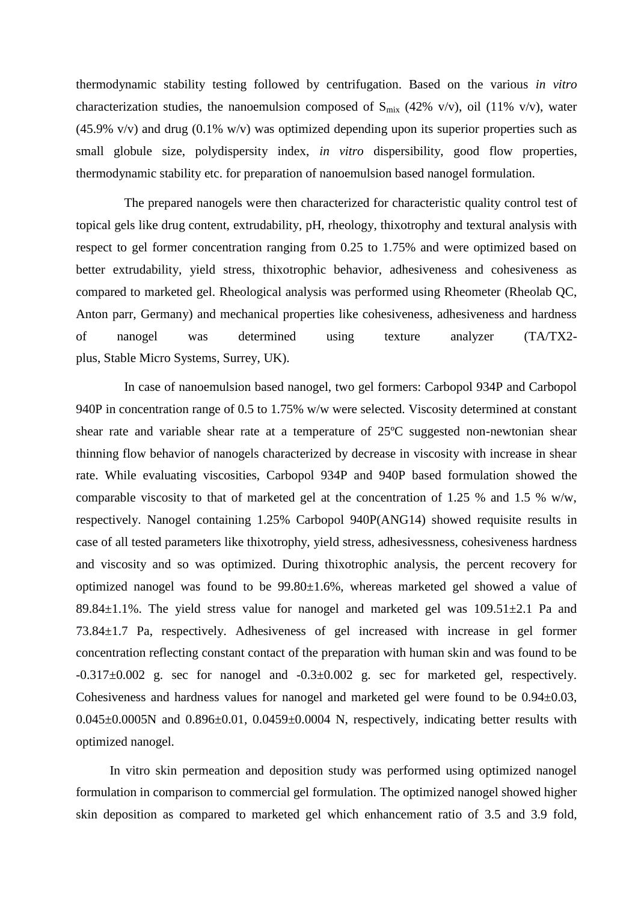thermodynamic stability testing followed by centrifugation. Based on the various *in vitro* characterization studies, the nanoemulsion composed of $S_{mix}$ (42% v/v), oil (11% v/v), water (45.9% v/v) and drug (0.1% w/v) was optimized depending upon its superior properties such as small globule size, polydispersity index, *in vitro* dispersibility, good flow properties, thermodynamic stability etc. for preparation of nanoemulsion based nanogel formulation.

The prepared nanogels were then characterized for characteristic quality control test of topical gels like drug content, extrudability, pH, rheology, thixotrophy and textural analysis with respect to gel former concentration ranging from 0.25 to 1.75% and were optimized based on better extrudability, yield stress, thixotrophic behavior, adhesiveness and cohesiveness as compared to marketed gel. Rheological analysis was performed using Rheometer (Rheolab QC, Anton parr, Germany) and mechanical properties like cohesiveness, adhesiveness and hardness of nanogel was determined using texture analyzer (TA/TX2-plus, Stable Micro Systems, Surrey, UK).

In case of nanoemulsion based nanogel, two gel formers: Carbopol 934P and Carbopol 940P in concentration range of 0.5 to 1.75% w/w were selected. Viscosity determined at constant shear rate and variable shear rate at a temperature of 25ºC suggested non-newtonian shear thinning flow behavior of nanogels characterized by decrease in viscosity with increase in shear rate. While evaluating viscosities, Carbopol 934P and 940P based formulation showed the comparable viscosity to that of marketed gel at the concentration of 1.25 % and 1.5 % w/w, respectively. Nanogel containing 1.25% Carbopol 940P(ANG14) showed requisite results in case of all tested parameters like thixotrophy, yield stress, adhesivessness, cohesiveness hardness and viscosity and so was optimized. During thixotrophic analysis, the percent recovery for optimized nanogel was found to be 99.80±1.6%, whereas marketed gel showed a value of 89.84±1.1%. The yield stress value for nanogel and marketed gel was 109.51±2.1 Pa and 73.84±1.7 Pa, respectively. Adhesiveness of gel increased with increase in gel former concentration reflecting constant contact of the preparation with human skin and was found to be -0.317±0.002 g. sec for nanogel and -0.3±0.002 g. sec for marketed gel, respectively. Cohesiveness and hardness values for nanogel and marketed gel were found to be 0.94±0.03, 0.045±0.0005N and 0.896±0.01, 0.0459±0.0004 N, respectively, indicating better results with optimized nanogel.

In vitro skin permeation and deposition study was performed using optimized nanogel formulation in comparison to commercial gel formulation. The optimized nanogel showed higher skin deposition as compared to marketed gel which enhancement ratio of 3.5 and 3.9 fold,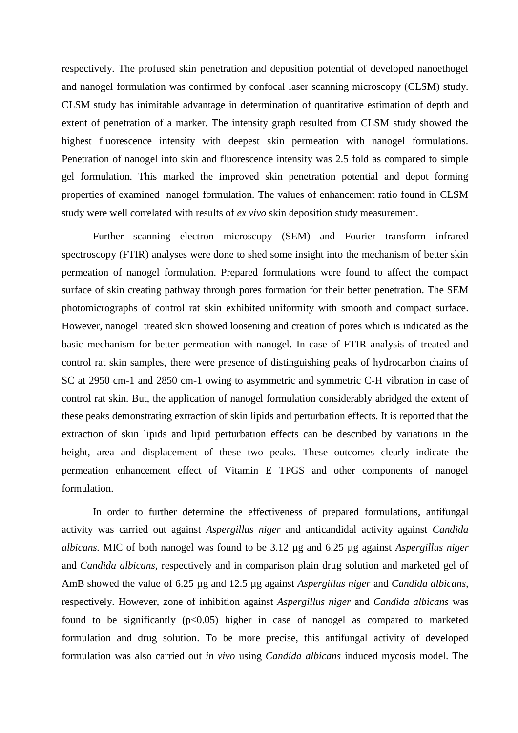respectively. The profused skin penetration and deposition potential of developed nanoethogel and nanogel formulation was confirmed by confocal laser scanning microscopy (CLSM) study. CLSM study has inimitable advantage in determination of quantitative estimation of depth and extent of penetration of a marker. The intensity graph resulted from CLSM study showed the highest fluorescence intensity with deepest skin permeation with nanogel formulations. Penetration of nanogel into skin and fluorescence intensity was 2.5 fold as compared to simple gel formulation. This marked the improved skin penetration potential and depot forming properties of examined nanogel formulation. The values of enhancement ratio found in CLSM study were well correlated with results of *ex vivo* skin deposition study measurement.

Further scanning electron microscopy (SEM) and Fourier transform infrared spectroscopy (FTIR) analyses were done to shed some insight into the mechanism of better skin permeation of nanogel formulation. Prepared formulations were found to affect the compact surface of skin creating pathway through pores formation for their better penetration. The SEM photomicrographs of control rat skin exhibited uniformity with smooth and compact surface. However, nanogel treated skin showed loosening and creation of pores which is indicated as the basic mechanism for better permeation with nanogel. In case of FTIR analysis of treated and control rat skin samples, there were presence of distinguishing peaks of hydrocarbon chains of SC at 2950 cm-1 and 2850 cm-1 owing to asymmetric and symmetric C-H vibration in case of control rat skin. But, the application of nanogel formulation considerably abridged the extent of these peaks demonstrating extraction of skin lipids and perturbation effects. It is reported that the extraction of skin lipids and lipid perturbation effects can be described by variations in the height, area and displacement of these two peaks. These outcomes clearly indicate the permeation enhancement effect of Vitamin E TPGS and other components of nanogel formulation.

In order to further determine the effectiveness of prepared formulations, antifungal activity was carried out against *Aspergillus niger* and anticandidal activity against *Candida albicans.* MIC of both nanogel was found to be 3.12 µg and 6.25 µg against *Aspergillus niger* and *Candida albicans*, respectively and in comparison plain drug solution and marketed gel of AmB showed the value of 6.25 µg and 12.5 µg against *Aspergillus niger* and *Candida albicans*, respectively. However, zone of inhibition against *Aspergillus niger* and *Candida albicans* was found to be significantly ($p<0.05$) higher in case of nanogel as compared to marketed formulation and drug solution. To be more precise, this antifungal activity of developed formulation was also carried out *in vivo* using *Candida albicans* induced mycosis model. The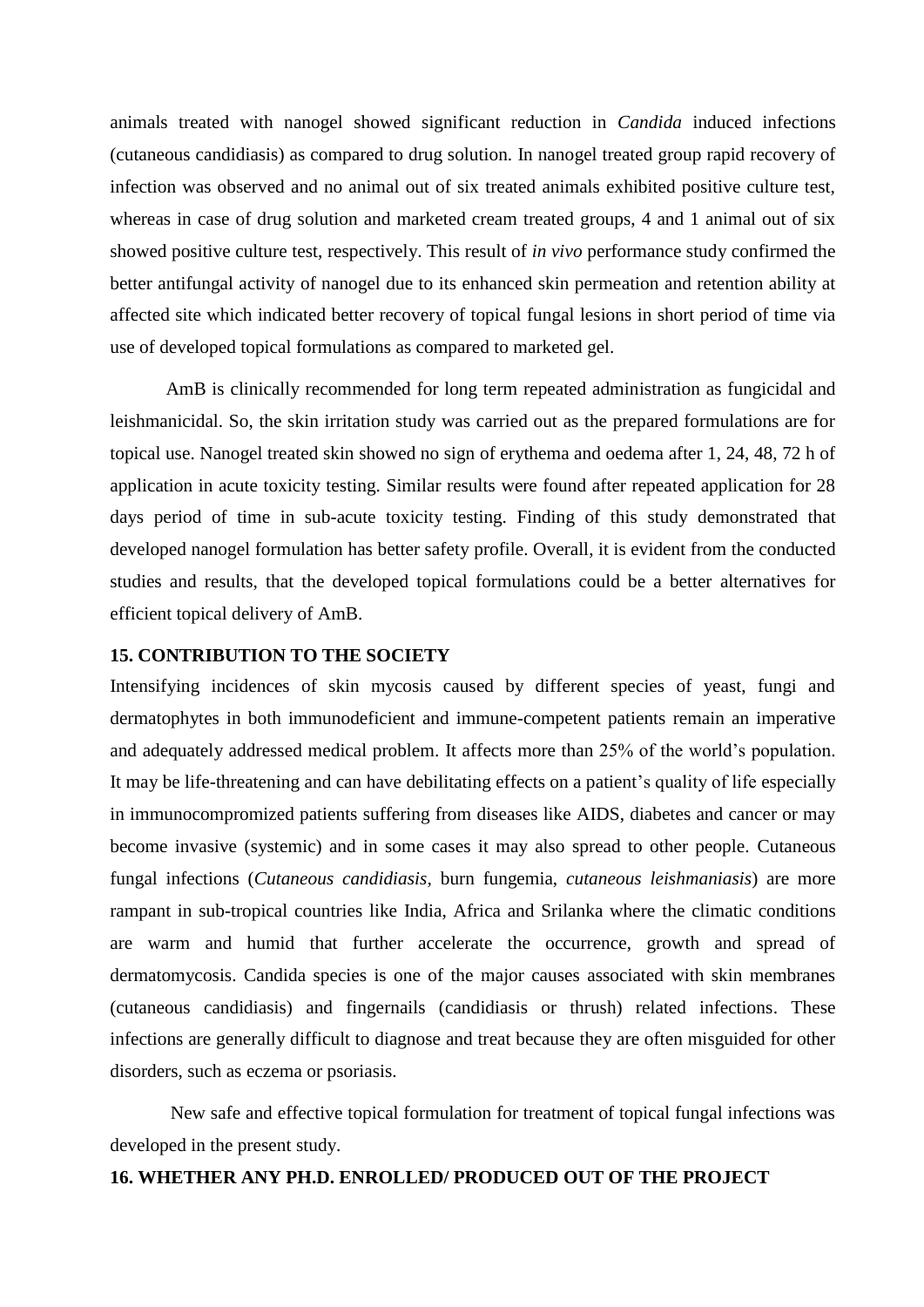animals treated with nanogel showed significant reduction in *Candida* induced infections (cutaneous candidiasis) as compared to drug solution. In nanogel treated group rapid recovery of infection was observed and no animal out of six treated animals exhibited positive culture test, whereas in case of drug solution and marketed cream treated groups, 4 and 1 animal out of six showed positive culture test, respectively. This result of *in vivo* performance study confirmed the better antifungal activity of nanogel due to its enhanced skin permeation and retention ability at affected site which indicated better recovery of topical fungal lesions in short period of time via use of developed topical formulations as compared to marketed gel.

AmB is clinically recommended for long term repeated administration as fungicidal and leishmanicidal. So, the skin irritation study was carried out as the prepared formulations are for topical use. Nanogel treated skin showed no sign of erythema and oedema after 1, 24, 48, 72 h of application in acute toxicity testing. Similar results were found after repeated application for 28 days period of time in sub-acute toxicity testing. Finding of this study demonstrated that developed nanogel formulation has better safety profile. Overall, it is evident from the conducted studies and results, that the developed topical formulations could be a better alternatives for efficient topical delivery of AmB.

**15. CONTRIBUTION TO THE SOCIETY**

Intensifying incidences of skin mycosis caused by different species of yeast, fungi and dermatophytes in both immunodeficient and immune-competent patients remain an imperative and adequately addressed medical problem. It affects more than 25% of the world's population. It may be life-threatening and can have debilitating effects on a patient's quality of life especially in immunocompromized patients suffering from diseases like AIDS, diabetes and cancer or may become invasive (systemic) and in some cases it may also spread to other people. Cutaneous fungal infections (*Cutaneous candidiasis,* burn fungemia, *cutaneous leishmaniasis*) are more rampant in sub-tropical countries like India, Africa and Srilanka where the climatic conditions are warm and humid that further accelerate the occurrence, growth and spread of dermatomycosis. Candida species is one of the major causes associated with skin membranes (cutaneous candidiasis) and fingernails (candidiasis or thrush) related infections. These infections are generally difficult to diagnose and treat because they are often misguided for other disorders, such as eczema or psoriasis.

New safe and effective topical formulation for treatment of topical fungal infections was developed in the present study.

**16. WHETHER ANY PH.D. ENROLLED/ PRODUCED OUT OF THE PROJECT**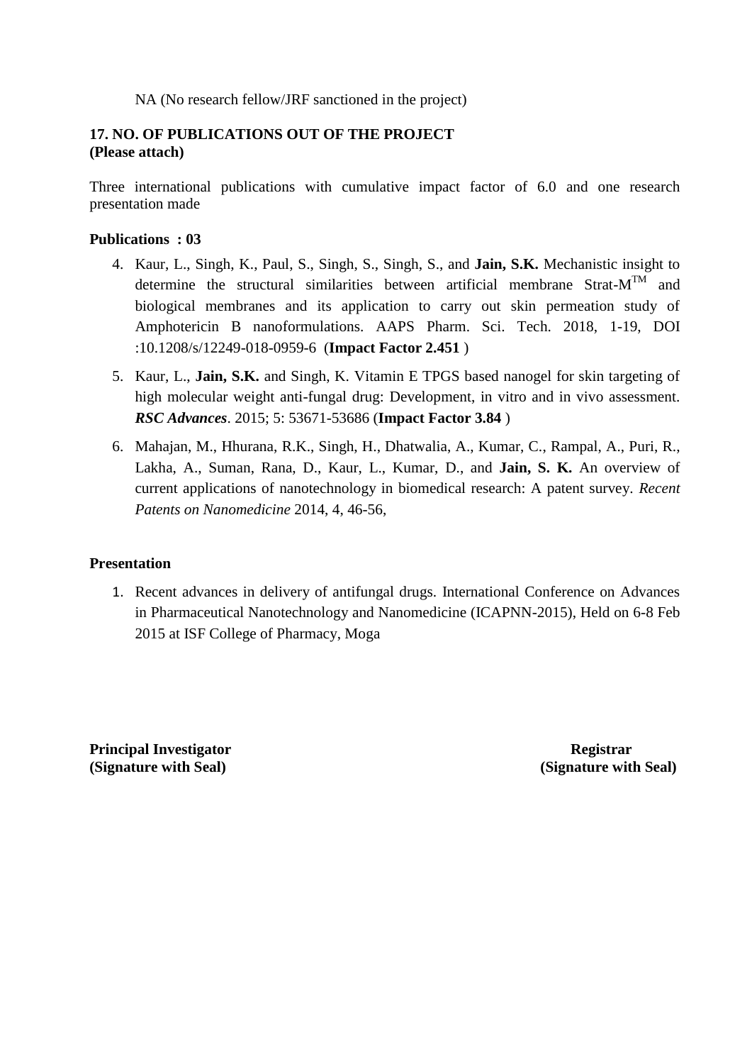NA (No research fellow/JRF sanctioned in the project)

**17. NO. OF PUBLICATIONS OUT OF THE PROJECT**
**(Please attach)**

Three international publications with cumulative impact factor of 6.0 and one research presentation made

**Publications : 03**

4. Kaur, L., Singh, K., Paul, S., Singh, S., Singh, S., and **Jain, S.K.** Mechanistic insight to determine the structural similarities between artificial membrane Strat-M$^{TM}$ and biological membranes and its application to carry out skin permeation study of Amphotericin B nanoformulations. AAPS Pharm. Sci. Tech. 2018, 1-19, DOI :10.1208/s/12249-018-0959-6 (**Impact Factor 2.451** )
5. Kaur, L., **Jain, S.K.** and Singh, K. Vitamin E TPGS based nanogel for skin targeting of high molecular weight anti-fungal drug: Development, in vitro and in vivo assessment. ***RSC Advances***. 2015; 5: 53671-53686 (**Impact Factor 3.84** )
6. Mahajan, M., Hhurana, R.K., Singh, H., Dhatwalia, A., Kumar, C., Rampal, A., Puri, R., Lakha, A., Suman, Rana, D., Kaur, L., Kumar, D., and **Jain, S. K.** An overview of current applications of nanotechnology in biomedical research: A patent survey. *Recent Patents on Nanomedicine* 2014, 4, 46-56,

**Presentation**

1. Recent advances in delivery of antifungal drugs. International Conference on Advances in Pharmaceutical Nanotechnology and Nanomedicine (ICAPNN-2015), Held on 6-8 Feb 2015 at ISF College of Pharmacy, Moga

**Principal Investigator**
**(Signature with Seal)**

**Registrar**
**(Signature with Seal)**